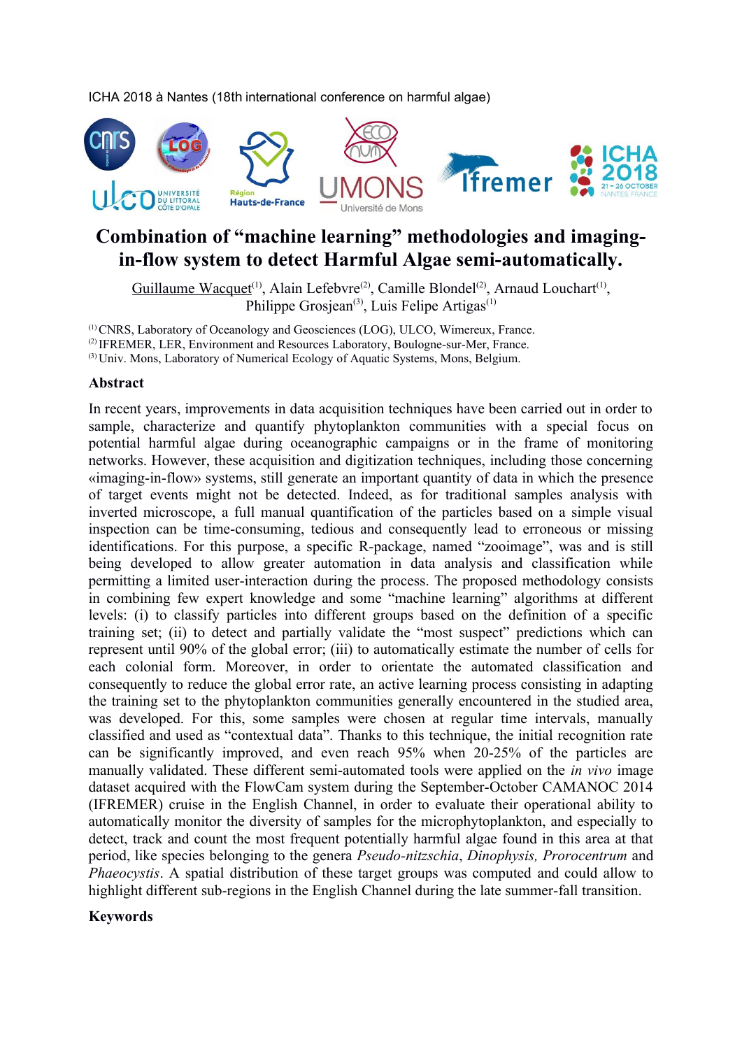ICHA 2018 à Nantes (18th international conference on harmful algae)

# Combination of "machine learning" methodologies and imaging-in-flow system to detect Harmful Algae semi-automatically.

Guillaume Wacquet[(1)], Alain Lefebvre[(2)], Camille Blondel[(2)], Arnaud Louchart[(1)], Philippe Grosjean[(3)], Luis Felipe Artigas[(1)]

[(1)] CNRS, Laboratory of Oceanology and Geosciences (LOG), ULCO, Wimereux, France.
[(2)] IFREMER, LER, Environment and Resources Laboratory, Boulogne-sur-Mer, France.
[(3)] Univ. Mons, Laboratory of Numerical Ecology of Aquatic Systems, Mons, Belgium.

## Abstract

In recent years, improvements in data acquisition techniques have been carried out in order to sample, characterize and quantify phytoplankton communities with a special focus on potential harmful algae during oceanographic campaigns or in the frame of monitoring networks. However, these acquisition and digitization techniques, including those concerning «imaging-in-flow» systems, still generate an important quantity of data in which the presence of target events might not be detected. Indeed, as for traditional samples analysis with inverted microscope, a full manual quantification of the particles based on a simple visual inspection can be time-consuming, tedious and consequently lead to erroneous or missing identifications. For this purpose, a specific R-package, named "zooimage", was and is still being developed to allow greater automation in data analysis and classification while permitting a limited user-interaction during the process. The proposed methodology consists in combining few expert knowledge and some "machine learning" algorithms at different levels: (i) to classify particles into different groups based on the definition of a specific training set; (ii) to detect and partially validate the "most suspect" predictions which can represent until 90% of the global error; (iii) to automatically estimate the number of cells for each colonial form. Moreover, in order to orientate the automated classification and consequently to reduce the global error rate, an active learning process consisting in adapting the training set to the phytoplankton communities generally encountered in the studied area, was developed. For this, some samples were chosen at regular time intervals, manually classified and used as "contextual data". Thanks to this technique, the initial recognition rate can be significantly improved, and even reach 95% when 20-25% of the particles are manually validated. These different semi-automated tools were applied on the *in vivo* image dataset acquired with the FlowCam system during the September-October CAMANOC 2014 (IFREMER) cruise in the English Channel, in order to evaluate their operational ability to automatically monitor the diversity of samples for the microphytoplankton, and especially to detect, track and count the most frequent potentially harmful algae found in this area at that period, like species belonging to the genera *Pseudo-nitzschia*, *Dinophysis, Prorocentrum* and *Phaeocystis*. A spatial distribution of these target groups was computed and could allow to highlight different sub-regions in the English Channel during the late summer-fall transition.

## Keywords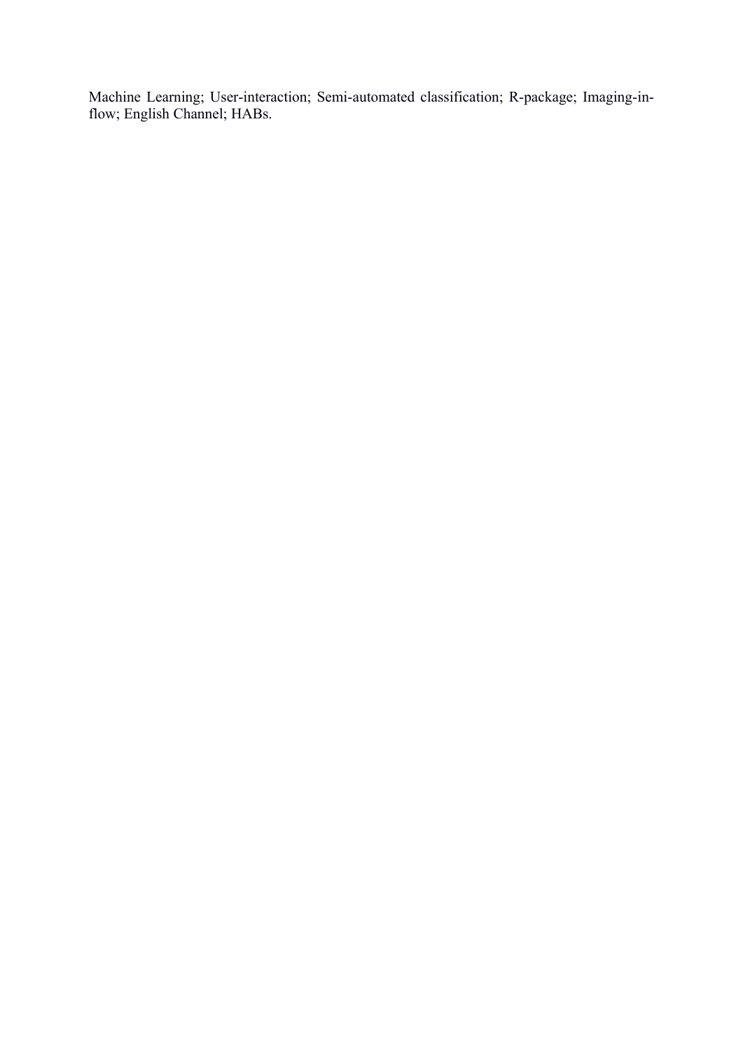Machine Learning; User-interaction; Semi-automated classification; R-package; Imaging-in-flow; English Channel; HABs.